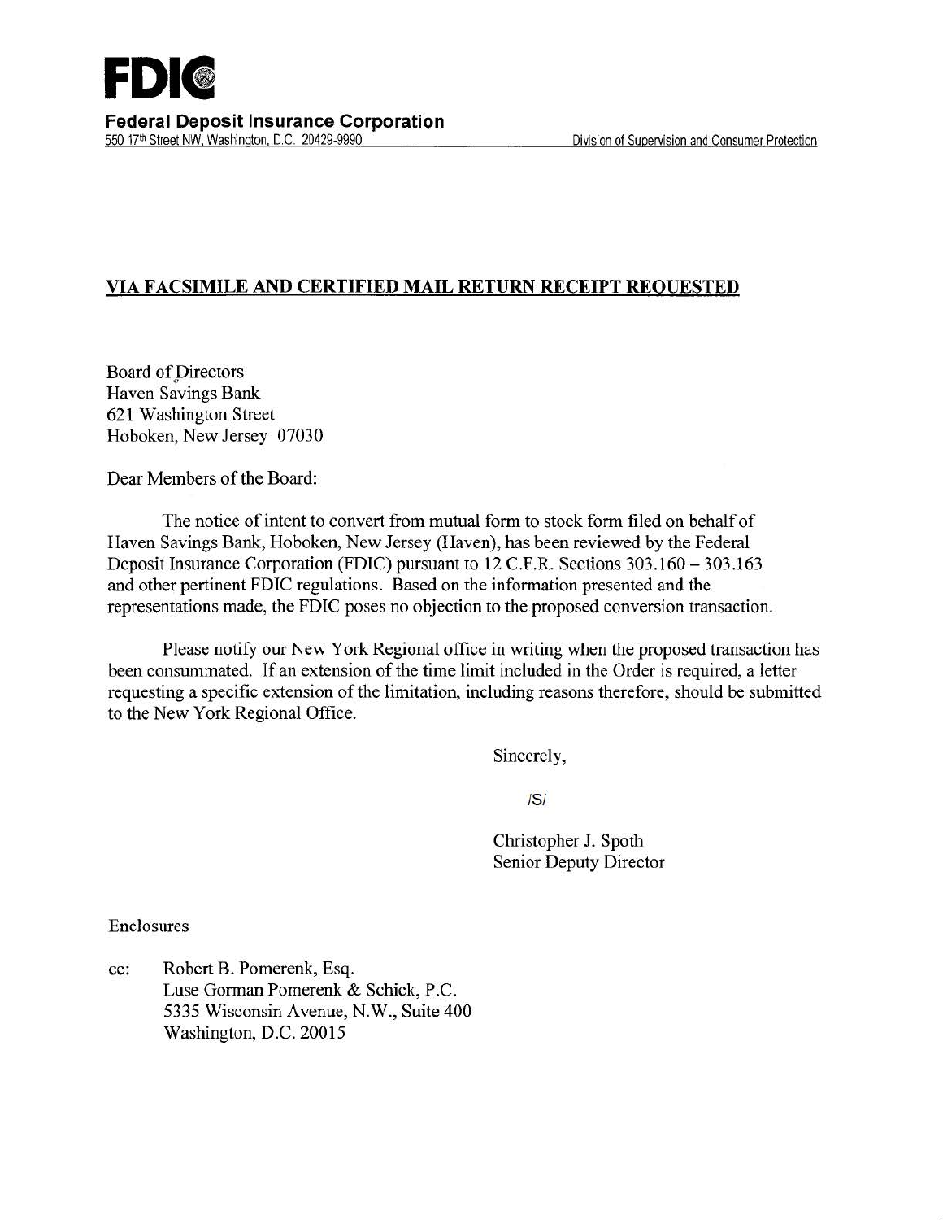**FDIC**

**Federal Deposit Insurance Corporation**

550 17th Street NW, Washington, D.C. 20429-9990

Division of Supervision and Consumer Protection

**VIA FACSIMILE AND CERTIFIED MAIL RETURN RECEIPT REQUESTED**

Board of Directors
Haven Savings Bank
621 Washington Street
Hoboken, New Jersey 07030

Dear Members of the Board:

The notice of intent to convert from mutual form to stock form filed on behalf of Haven Savings Bank, Hoboken, New Jersey (Haven), has been reviewed by the Federal Deposit Insurance Corporation (FDIC) pursuant to 12 C.F.R. Sections 303.160 – 303.163 and other pertinent FDIC regulations. Based on the information presented and the representations made, the FDIC poses no objection to the proposed conversion transaction.

Please notify our New York Regional office in writing when the proposed transaction has been consummated. If an extension of the time limit included in the Order is required, a letter requesting a specific extension of the limitation, including reasons therefore, should be submitted to the New York Regional Office.

Sincerely,

/S/

Christopher J. Spoth
Senior Deputy Director

Enclosures

cc: Robert B. Pomerenk, Esq.
Luse Gorman Pomerenk & Schick, P.C.
5335 Wisconsin Avenue, N.W., Suite 400
Washington, D.C. 20015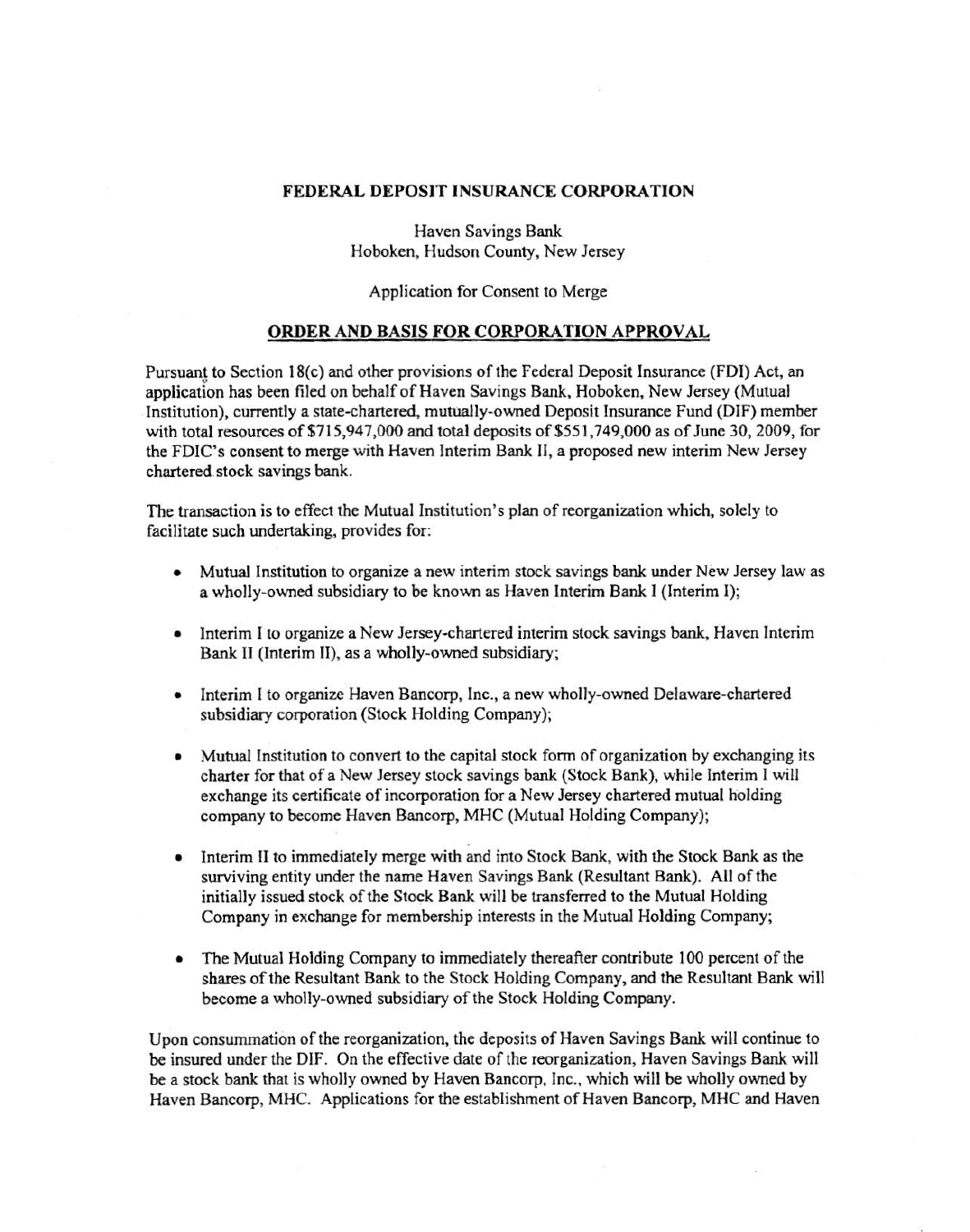**FEDERAL DEPOSIT INSURANCE CORPORATION**

Haven Savings Bank
Hoboken, Hudson County, New Jersey

Application for Consent to Merge

**ORDER AND BASIS FOR CORPORATION APPROVAL**

Pursuant to Section 18(c) and other provisions of the Federal Deposit Insurance (FDI) Act, an application has been filed on behalf of Haven Savings Bank, Hoboken, New Jersey (Mutual Institution), currently a state-chartered, mutually-owned Deposit Insurance Fund (DIF) member with total resources of $715,947,000 and total deposits of $551,749,000 as of June 30, 2009, for the FDIC's consent to merge with Haven Interim Bank II, a proposed new interim New Jersey chartered stock savings bank.

The transaction is to effect the Mutual Institution's plan of reorganization which, solely to facilitate such undertaking, provides for:

- Mutual Institution to organize a new interim stock savings bank under New Jersey law as a wholly-owned subsidiary to be known as Haven Interim Bank I (Interim I);
- Interim I to organize a New Jersey-chartered interim stock savings bank, Haven Interim Bank II (Interim II), as a wholly-owned subsidiary;
- Interim I to organize Haven Bancorp, Inc., a new wholly-owned Delaware-chartered subsidiary corporation (Stock Holding Company);
- Mutual Institution to convert to the capital stock form of organization by exchanging its charter for that of a New Jersey stock savings bank (Stock Bank), while Interim I will exchange its certificate of incorporation for a New Jersey chartered mutual holding company to become Haven Bancorp, MHC (Mutual Holding Company);
- Interim II to immediately merge with and into Stock Bank, with the Stock Bank as the surviving entity under the name Haven Savings Bank (Resultant Bank). All of the initially issued stock of the Stock Bank will be transferred to the Mutual Holding Company in exchange for membership interests in the Mutual Holding Company;
- The Mutual Holding Company to immediately thereafter contribute 100 percent of the shares of the Resultant Bank to the Stock Holding Company, and the Resultant Bank will become a wholly-owned subsidiary of the Stock Holding Company.

Upon consummation of the reorganization, the deposits of Haven Savings Bank will continue to be insured under the DIF. On the effective date of the reorganization, Haven Savings Bank will be a stock bank that is wholly owned by Haven Bancorp, Inc., which will be wholly owned by Haven Bancorp, MHC. Applications for the establishment of Haven Bancorp, MHC and Haven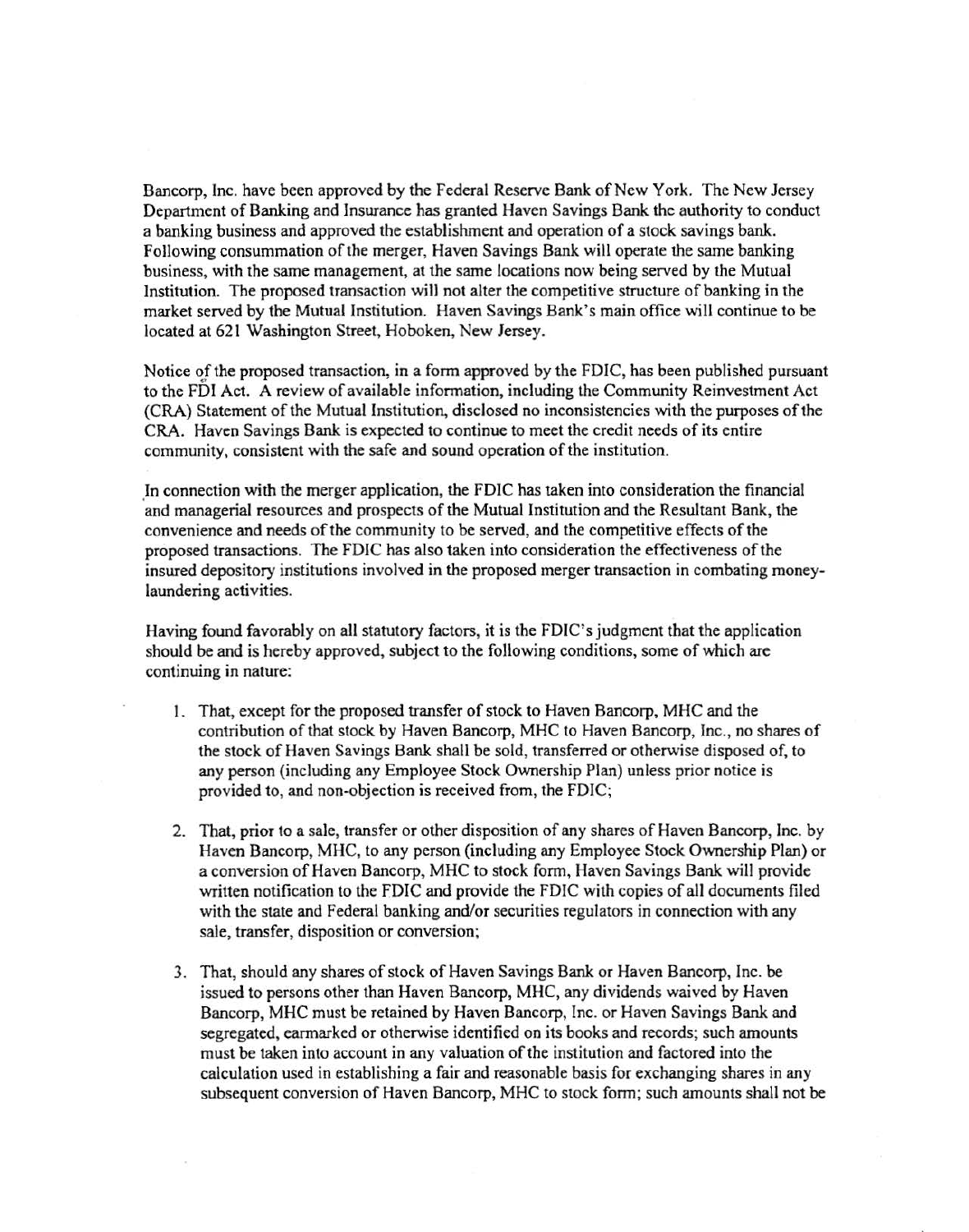Bancorp, Inc. have been approved by the Federal Reserve Bank of New York. The New Jersey Department of Banking and Insurance has granted Haven Savings Bank the authority to conduct a banking business and approved the establishment and operation of a stock savings bank. Following consummation of the merger, Haven Savings Bank will operate the same banking business, with the same management, at the same locations now being served by the Mutual Institution. The proposed transaction will not alter the competitive structure of banking in the market served by the Mutual Institution. Haven Savings Bank's main office will continue to be located at 621 Washington Street, Hoboken, New Jersey.

Notice of the proposed transaction, in a form approved by the FDIC, has been published pursuant to the FDI Act. A review of available information, including the Community Reinvestment Act (CRA) Statement of the Mutual Institution, disclosed no inconsistencies with the purposes of the CRA. Haven Savings Bank is expected to continue to meet the credit needs of its entire community, consistent with the safe and sound operation of the institution.

In connection with the merger application, the FDIC has taken into consideration the financial and managerial resources and prospects of the Mutual Institution and the Resultant Bank, the convenience and needs of the community to be served, and the competitive effects of the proposed transactions. The FDIC has also taken into consideration the effectiveness of the insured depository institutions involved in the proposed merger transaction in combating money-laundering activities.

Having found favorably on all statutory factors, it is the FDIC's judgment that the application should be and is hereby approved, subject to the following conditions, some of which are continuing in nature:

1. That, except for the proposed transfer of stock to Haven Bancorp, MHC and the contribution of that stock by Haven Bancorp, MHC to Haven Bancorp, Inc., no shares of the stock of Haven Savings Bank shall be sold, transferred or otherwise disposed of, to any person (including any Employee Stock Ownership Plan) unless prior notice is provided to, and non-objection is received from, the FDIC;

2. That, prior to a sale, transfer or other disposition of any shares of Haven Bancorp, Inc. by Haven Bancorp, MHC, to any person (including any Employee Stock Ownership Plan) or a conversion of Haven Bancorp, MHC to stock form, Haven Savings Bank will provide written notification to the FDIC and provide the FDIC with copies of all documents filed with the state and Federal banking and/or securities regulators in connection with any sale, transfer, disposition or conversion;

3. That, should any shares of stock of Haven Savings Bank or Haven Bancorp, Inc. be issued to persons other than Haven Bancorp, MHC, any dividends waived by Haven Bancorp, MHC must be retained by Haven Bancorp, Inc. or Haven Savings Bank and segregated, earmarked or otherwise identified on its books and records; such amounts must be taken into account in any valuation of the institution and factored into the calculation used in establishing a fair and reasonable basis for exchanging shares in any subsequent conversion of Haven Bancorp, MHC to stock form; such amounts shall not be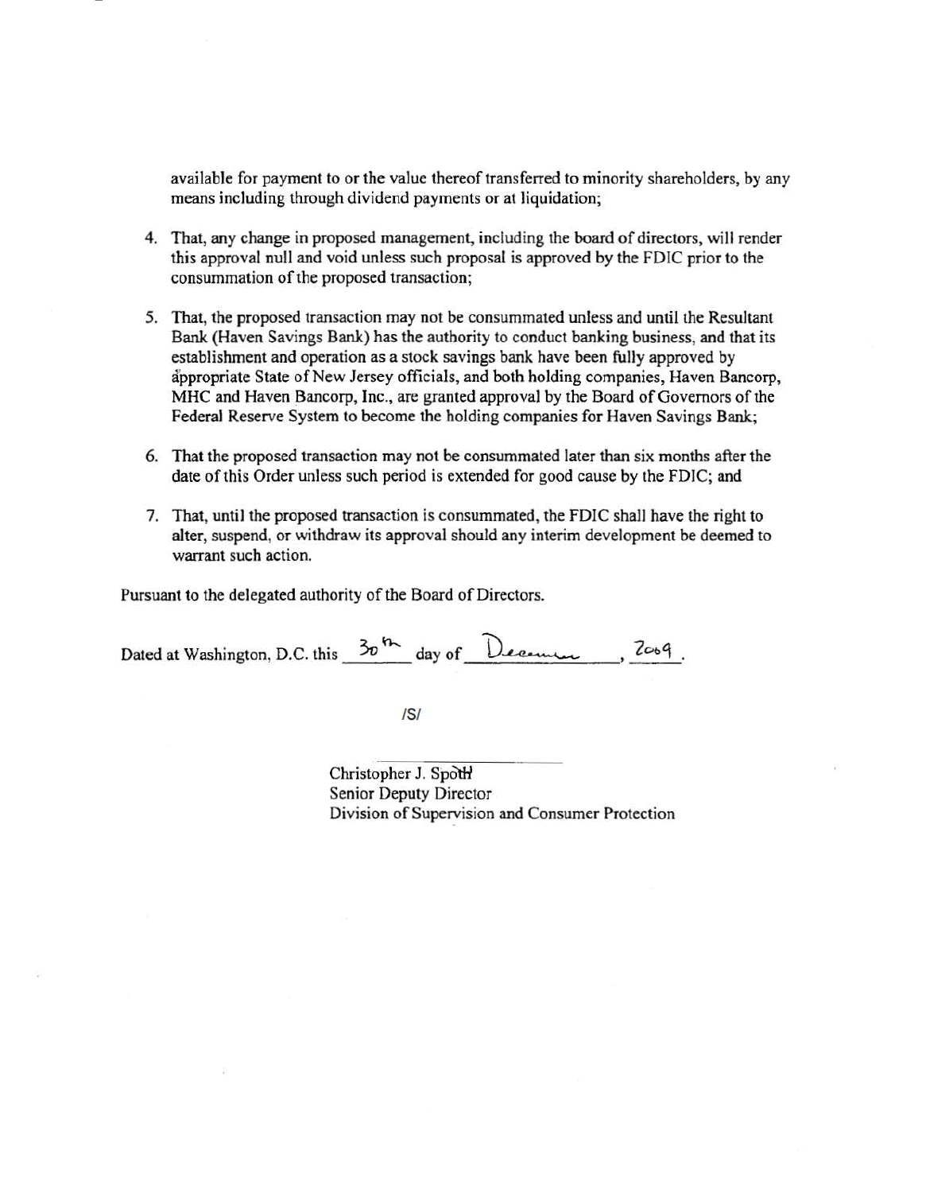available for payment to or the value thereof transferred to minority shareholders, by any means including through dividend payments or at liquidation;

4. That, any change in proposed management, including the board of directors, will render this approval null and void unless such proposal is approved by the FDIC prior to the consummation of the proposed transaction;

5. That, the proposed transaction may not be consummated unless and until the Resultant Bank (Haven Savings Bank) has the authority to conduct banking business, and that its establishment and operation as a stock savings bank have been fully approved by appropriate State of New Jersey officials, and both holding companies, Haven Bancorp, MHC and Haven Bancorp, Inc., are granted approval by the Board of Governors of the Federal Reserve System to become the holding companies for Haven Savings Bank;

6. That the proposed transaction may not be consummated later than six months after the date of this Order unless such period is extended for good cause by the FDIC; and

7. That, until the proposed transaction is consummated, the FDIC shall have the right to alter, suspend, or withdraw its approval should any interim development be deemed to warrant such action.

Pursuant to the delegated authority of the Board of Directors.

Dated at Washington, D.C. this 30th day of December, 2009.

/S/

Christopher J. Spoth
Senior Deputy Director
Division of Supervision and Consumer Protection